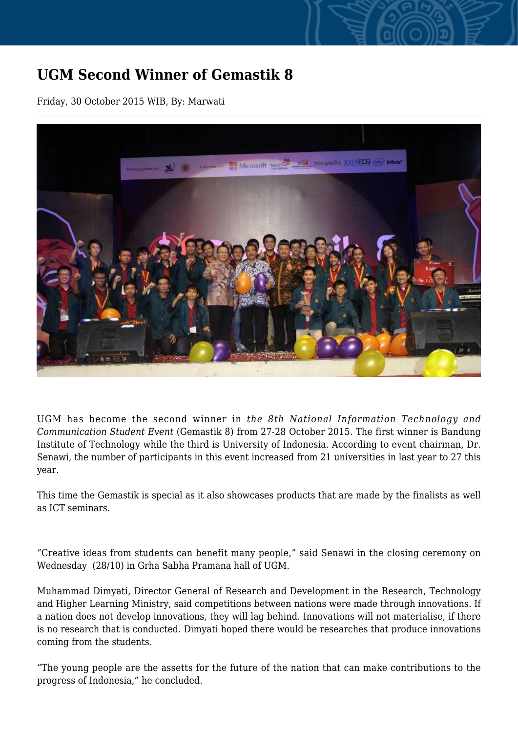# UGM Second Winner of Gemastik 8

Friday, 30 October 2015 WIB, By: Marwati

UGM has become the second winner in *the 8th National Information Technology and Communication Student Event* (Gemastik 8) from 27-28 October 2015. The first winner is Bandung Institute of Technology while the third is University of Indonesia. According to event chairman, Dr. Senawi, the number of participants in this event increased from 21 universities in last year to 27 this year.

This time the Gemastik is special as it also showcases products that are made by the finalists as well as ICT seminars.

“Creative ideas from students can benefit many people,” said Senawi in the closing ceremony on Wednesday (28/10) in Grha Sabha Pramana hall of UGM.

Muhammad Dimyati, Director General of Research and Development in the Research, Technology and Higher Learning Ministry, said competitions between nations were made through innovations. If a nation does not develop innovations, they will lag behind. Innovations will not materialise, if there is no research that is conducted. Dimyati hoped there would be researches that produce innovations coming from the students.

“The young people are the assetts for the future of the nation that can make contributions to the progress of Indonesia,” he concluded.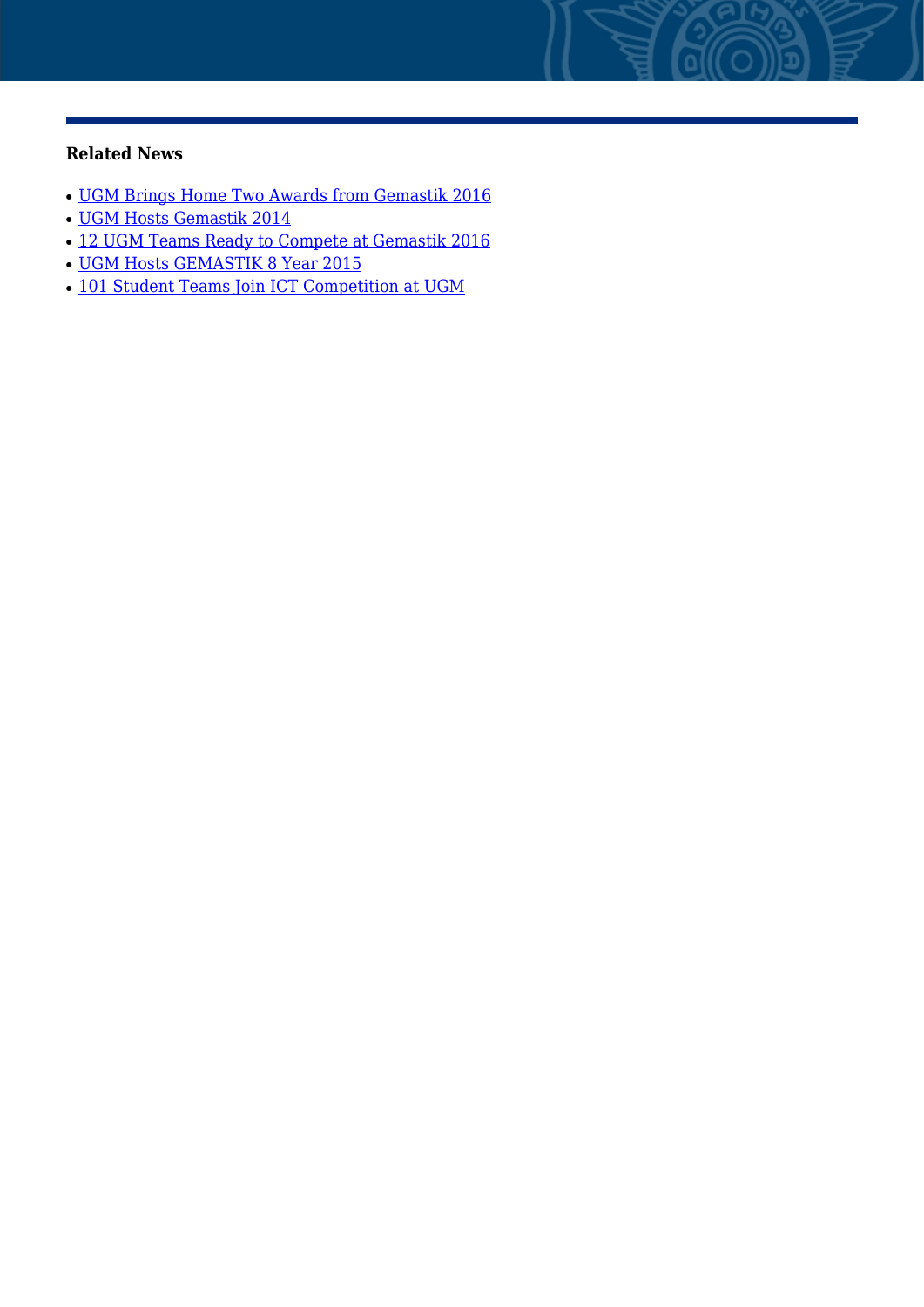**Related News**

- UGM Brings Home Two Awards from Gemastik 2016
- UGM Hosts Gemastik 2014
- 12 UGM Teams Ready to Compete at Gemastik 2016
- UGM Hosts GEMASTIK 8 Year 2015
- 101 Student Teams Join ICT Competition at UGM